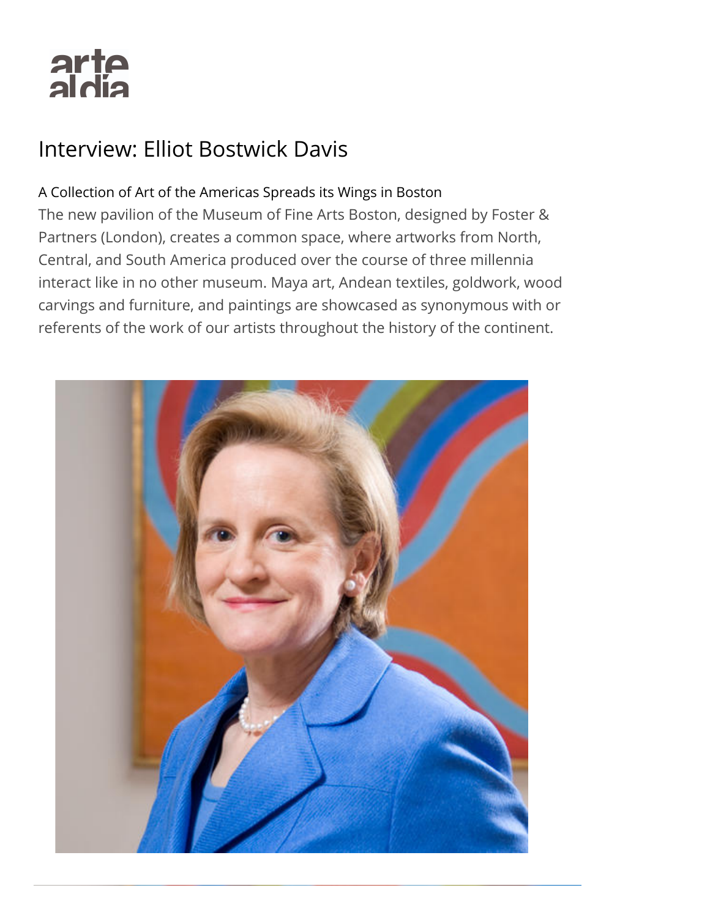# Interview: Elliot Bostwick Davis

A Collection of Art of the Americas Spreads its Wings in Boston

The new pavilion of the Museum of Fine Arts Boston, designed by Foster & Partners (London), creates a common space, where artworks from North, Central, and South America produced over the course of three millennia interact like in no other museum. Maya art, Andean textiles, goldwork, wood carvings and furniture, and paintings are showcased as synonymous with or referents of the work of our artists throughout the history of the continent.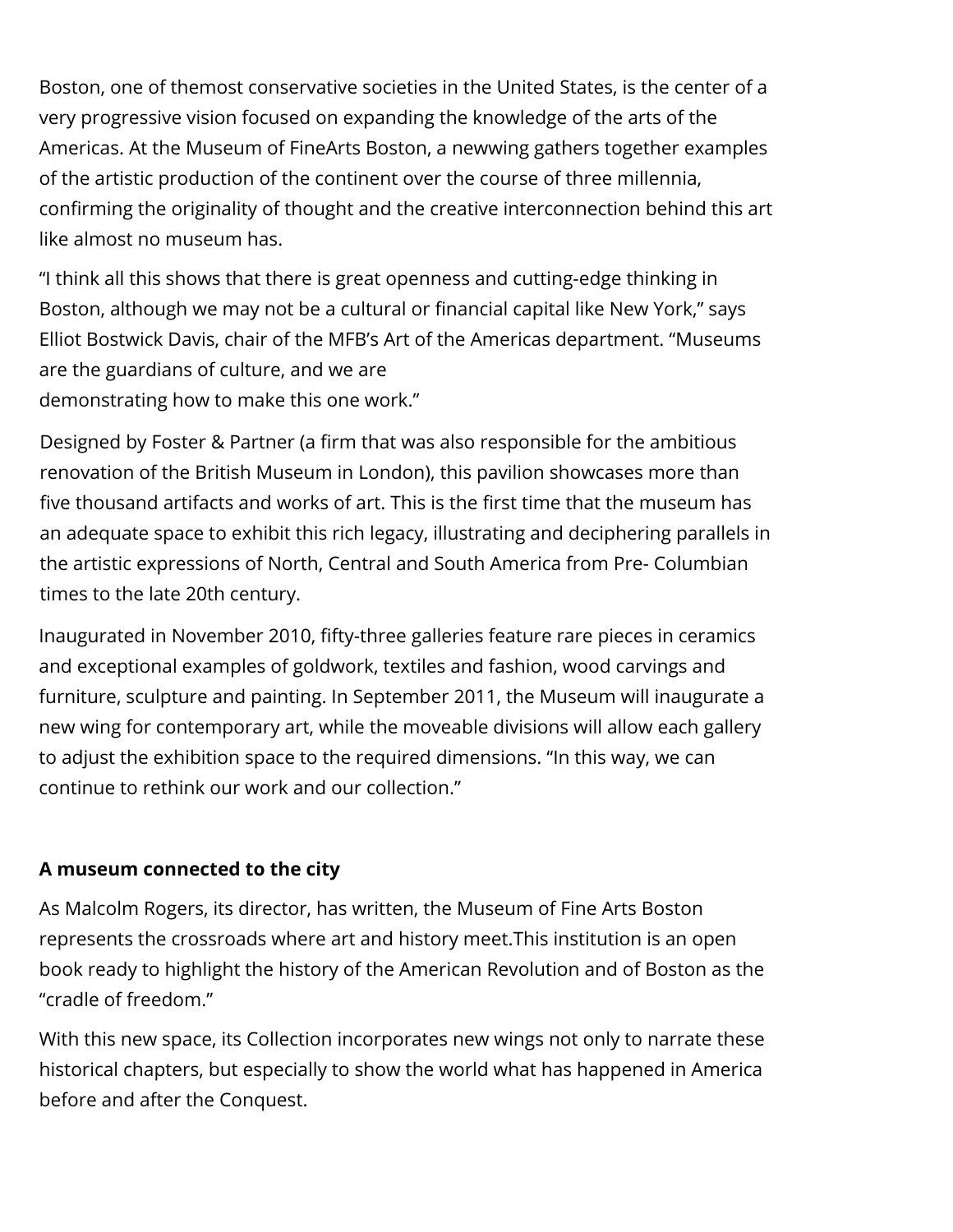Boston, one of themost conservative societies in the United States, is the center of a very progressive vision focused on expanding the knowledge of the arts of the Americas. At the Museum of FineArts Boston, a newwing gathers together examples of the artistic production of the continent over the course of three millennia, confirming the originality of thought and the creative interconnection behind this art like almost no museum has.

"I think all this shows that there is great openness and cutting-edge thinking in Boston, although we may not be a cultural or financial capital like New York," says Elliot Bostwick Davis, chair of the MFB's Art of the Americas department. "Museums are the guardians of culture, and we are demonstrating how to make this one work."

Designed by Foster & Partner (a firm that was also responsible for the ambitious renovation of the British Museum in London), this pavilion showcases more than five thousand artifacts and works of art. This is the first time that the museum has an adequate space to exhibit this rich legacy, illustrating and deciphering parallels in the artistic expressions of North, Central and South America from Pre- Columbian times to the late 20th century.

Inaugurated in November 2010, fifty-three galleries feature rare pieces in ceramics and exceptional examples of goldwork, textiles and fashion, wood carvings and furniture, sculpture and painting. In September 2011, the Museum will inaugurate a new wing for contemporary art, while the moveable divisions will allow each gallery to adjust the exhibition space to the required dimensions. "In this way, we can continue to rethink our work and our collection."

**A museum connected to the city**

As Malcolm Rogers, its director, has written, the Museum of Fine Arts Boston represents the crossroads where art and history meet.This institution is an open book ready to highlight the history of the American Revolution and of Boston as the "cradle of freedom."

With this new space, its Collection incorporates new wings not only to narrate these historical chapters, but especially to show the world what has happened in America before and after the Conquest.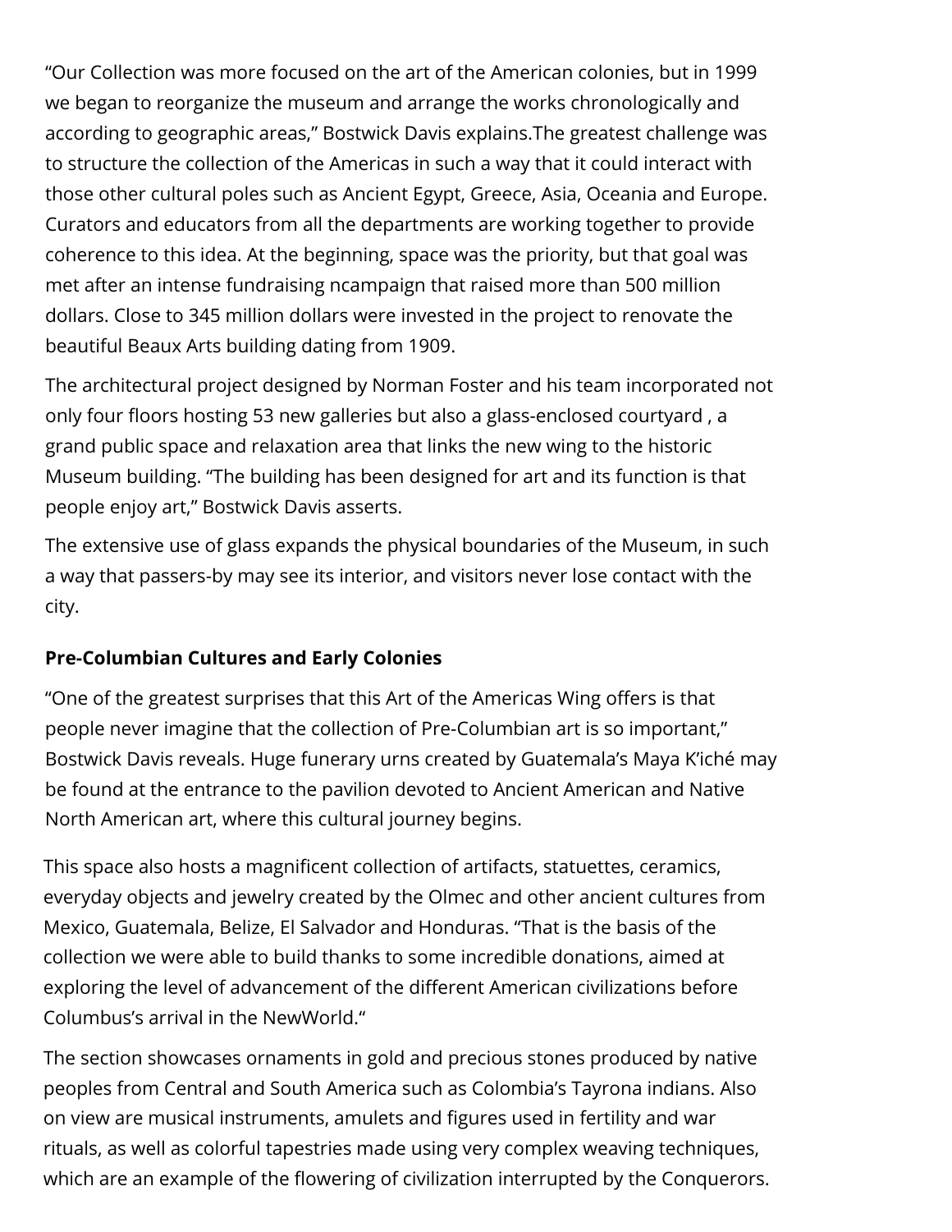"Our Collection was more focused on the art of the American colonies, but in 1999 we began to reorganize the museum and arrange the works chronologically and according to geographic areas," Bostwick Davis explains.The greatest challenge was to structure the collection of the Americas in such a way that it could interact with those other cultural poles such as Ancient Egypt, Greece, Asia, Oceania and Europe. Curators and educators from all the departments are working together to provide coherence to this idea. At the beginning, space was the priority, but that goal was met after an intense fundraising ncampaign that raised more than 500 million dollars. Close to 345 million dollars were invested in the project to renovate the beautiful Beaux Arts building dating from 1909.

The architectural project designed by Norman Foster and his team incorporated not only four floors hosting 53 new galleries but also a glass-enclosed courtyard , a grand public space and relaxation area that links the new wing to the historic Museum building. "The building has been designed for art and its function is that people enjoy art," Bostwick Davis asserts.

The extensive use of glass expands the physical boundaries of the Museum, in such a way that passers-by may see its interior, and visitors never lose contact with the city.

**Pre-Columbian Cultures and Early Colonies**

"One of the greatest surprises that this Art of the Americas Wing offers is that people never imagine that the collection of Pre-Columbian art is so important," Bostwick Davis reveals. Huge funerary urns created by Guatemala's Maya K'iché may be found at the entrance to the pavilion devoted to Ancient American and Native North American art, where this cultural journey begins.

This space also hosts a magnificent collection of artifacts, statuettes, ceramics, everyday objects and jewelry created by the Olmec and other ancient cultures from Mexico, Guatemala, Belize, El Salvador and Honduras. "That is the basis of the collection we were able to build thanks to some incredible donations, aimed at exploring the level of advancement of the different American civilizations before Columbus's arrival in the NewWorld."

The section showcases ornaments in gold and precious stones produced by native peoples from Central and South America such as Colombia's Tayrona indians. Also on view are musical instruments, amulets and figures used in fertility and war rituals, as well as colorful tapestries made using very complex weaving techniques, which are an example of the flowering of civilization interrupted by the Conquerors.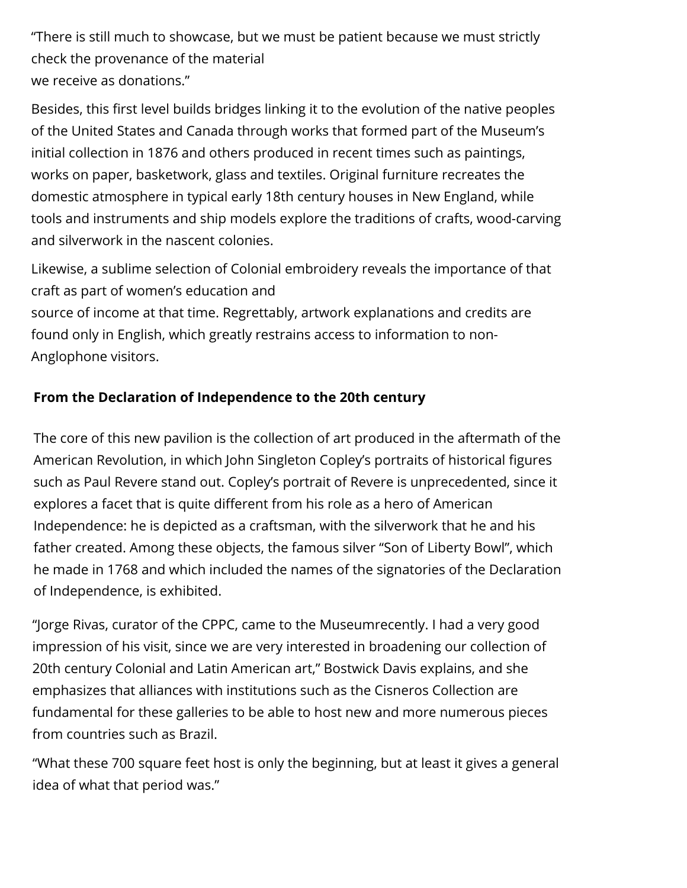"There is still much to showcase, but we must be patient because we must strictly check the provenance of the material we receive as donations."

Besides, this first level builds bridges linking it to the evolution of the native peoples of the United States and Canada through works that formed part of the Museum's initial collection in 1876 and others produced in recent times such as paintings, works on paper, basketwork, glass and textiles. Original furniture recreates the domestic atmosphere in typical early 18th century houses in New England, while tools and instruments and ship models explore the traditions of crafts, wood-carving and silverwork in the nascent colonies.

Likewise, a sublime selection of Colonial embroidery reveals the importance of that craft as part of women's education and source of income at that time. Regrettably, artwork explanations and credits are found only in English, which greatly restrains access to information to non-Anglophone visitors.

**From the Declaration of Independence to the 20th century**

The core of this new pavilion is the collection of art produced in the aftermath of the American Revolution, in which John Singleton Copley's portraits of historical figures such as Paul Revere stand out. Copley's portrait of Revere is unprecedented, since it explores a facet that is quite different from his role as a hero of American Independence: he is depicted as a craftsman, with the silverwork that he and his father created. Among these objects, the famous silver "Son of Liberty Bowl", which he made in 1768 and which included the names of the signatories of the Declaration of Independence, is exhibited.

"Jorge Rivas, curator of the CPPC, came to the Museumrecently. I had a very good impression of his visit, since we are very interested in broadening our collection of 20th century Colonial and Latin American art," Bostwick Davis explains, and she emphasizes that alliances with institutions such as the Cisneros Collection are fundamental for these galleries to be able to host new and more numerous pieces from countries such as Brazil.

"What these 700 square feet host is only the beginning, but at least it gives a general idea of what that period was."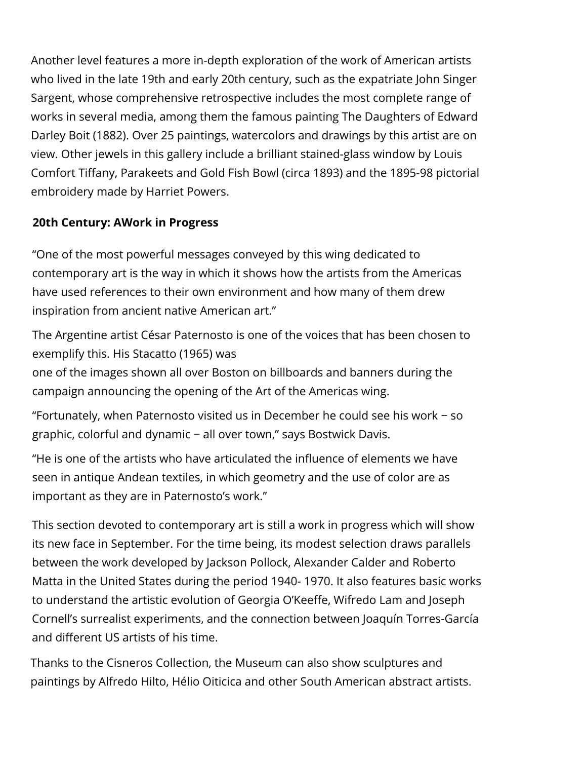Another level features a more in-depth exploration of the work of American artists who lived in the late 19th and early 20th century, such as the expatriate John Singer Sargent, whose comprehensive retrospective includes the most complete range of works in several media, among them the famous painting The Daughters of Edward Darley Boit (1882). Over 25 paintings, watercolors and drawings by this artist are on view. Other jewels in this gallery include a brilliant stained-glass window by Louis Comfort Tiffany, Parakeets and Gold Fish Bowl (circa 1893) and the 1895-98 pictorial embroidery made by Harriet Powers.

**20th Century: AWork in Progress**

“One of the most powerful messages conveyed by this wing dedicated to contemporary art is the way in which it shows how the artists from the Americas have used references to their own environment and how many of them drew inspiration from ancient native American art.”

The Argentine artist César Paternosto is one of the voices that has been chosen to exemplify this. His Stacatto (1965) was one of the images shown all over Boston on billboards and banners during the campaign announcing the opening of the Art of the Americas wing.

“Fortunately, when Paternosto visited us in December he could see his work − so graphic, colorful and dynamic − all over town,” says Bostwick Davis.

“He is one of the artists who have articulated the influence of elements we have seen in antique Andean textiles, in which geometry and the use of color are as important as they are in Paternosto’s work.”

This section devoted to contemporary art is still a work in progress which will show its new face in September. For the time being, its modest selection draws parallels between the work developed by Jackson Pollock, Alexander Calder and Roberto Matta in the United States during the period 1940- 1970. It also features basic works to understand the artistic evolution of Georgia O’Keeffe, Wifredo Lam and Joseph Cornell’s surrealist experiments, and the connection between Joaquín Torres-García and different US artists of his time.

Thanks to the Cisneros Collection, the Museum can also show sculptures and paintings by Alfredo Hilto, Hélio Oiticica and other South American abstract artists.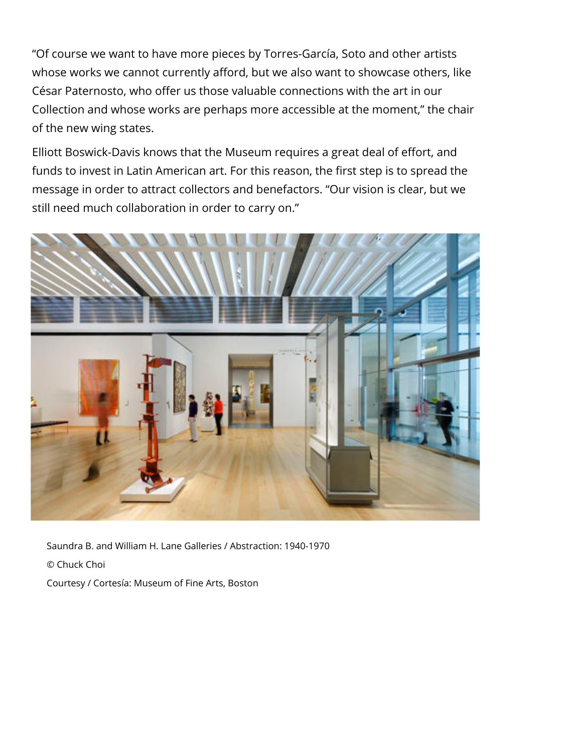"Of course we want to have more pieces by Torres-García, Soto and other artists whose works we cannot currently afford, but we also want to showcase others, like César Paternosto, who offer us those valuable connections with the art in our Collection and whose works are perhaps more accessible at the moment," the chair of the new wing states.

Elliott Boswick-Davis knows that the Museum requires a great deal of effort, and funds to invest in Latin American art. For this reason, the first step is to spread the message in order to attract collectors and benefactors. "Our vision is clear, but we still need much collaboration in order to carry on."

Saundra B. and William H. Lane Galleries / Abstraction: 1940-1970

© Chuck Choi

Courtesy / Cortesía: Museum of Fine Arts, Boston